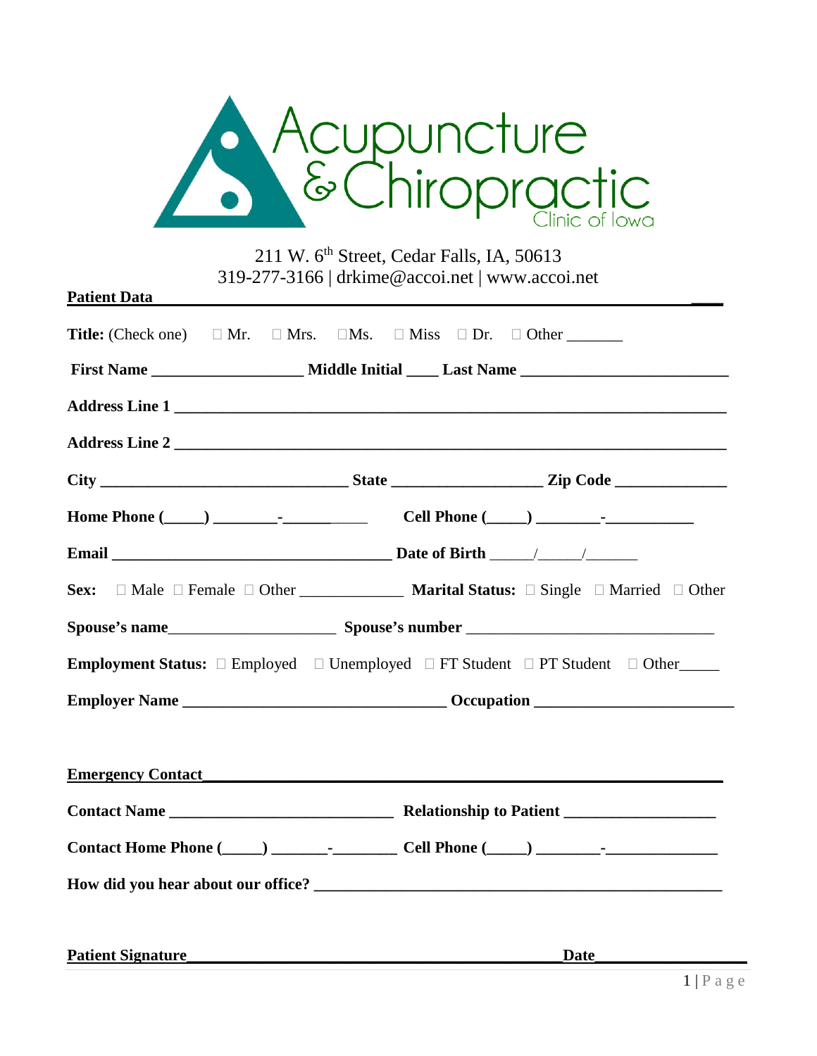# Acupuncture & Chiropractic Clinic of Iowa

211 W. 6th Street, Cedar Falls, IA, 50613
319-277-3166 | drkime@accoi.net | www.accoi.net

**Patient Data**

**Title:** (Check one) ☐ Mr. ☐ Mrs. ☐ Ms. ☐ Miss ☐ Dr. ☐ Other _______

**First Name** __________________ **Middle Initial** ____ **Last Name** _________________________

**Address Line 1** ___________________________________________________________________

**Address Line 2** ___________________________________________________________________

**City** ______________________________ **State** _________________ **Zip Code** _____________

**Home Phone** (_____) ________-__________ **Cell Phone** (_____) ________-___________

**Email** __________________________________ **Date of Birth** _____/_____/______

**Sex:** ☐ Male ☐ Female ☐ Other _____________ **Marital Status:** ☐ Single ☐ Married ☐ Other

**Spouse's name**____________________ **Spouse's number** ______________________________

**Employment Status:** ☐ Employed ☐ Unemployed ☐ FT Student ☐ PT Student ☐ Other_____

**Employer Name** ________________________________ **Occupation** ________________________

**Emergency Contact**

**Contact Name** ___________________________ **Relationship to Patient** __________________

**Contact Home Phone** (_____) _______-________ **Cell Phone** (_____) ________-_____________

**How did you hear about our office?** ______________________________________________

**Patient Signature**_____________________________________________ **Date**__________________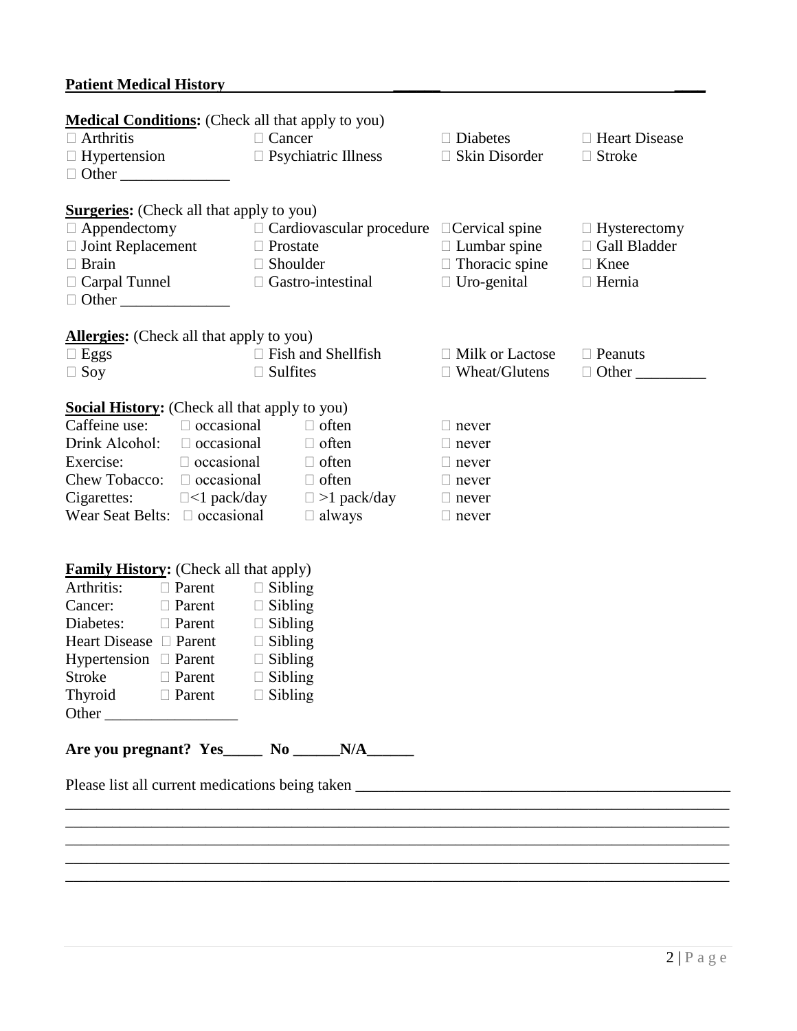**Patient Medical History** ______ ____

**Medical Conditions:** (Check all that apply to you)

| | | | |
|---|---|---|---|
| □ Arthritis | □ Cancer | □ Diabetes | □ Heart Disease |
| □ Hypertension | □ Psychiatric Illness | □ Skin Disorder | □ Stroke |
| □ Other ______________ | | | |

**Surgeries:** (Check all that apply to you)

| | | | |
|---|---|---|---|
| □ Appendectomy | □ Cardiovascular procedure | □Cervical spine | □ Hysterectomy |
| □ Joint Replacement | □ Prostate | □ Lumbar spine | □ Gall Bladder |
| □ Brain | □ Shoulder | □ Thoracic spine | □ Knee |
| □ Carpal Tunnel | □ Gastro-intestinal | □ Uro-genital | □ Hernia |
| □ Other ______________ | | | |

**Allergies:** (Check all that apply to you)

| | | | |
|---|---|---|---|
| □ Eggs | □ Fish and Shellfish | □ Milk or Lactose | □ Peanuts |
| □ Soy | □ Sulfites | □ Wheat/Glutens | □ Other _________ |

**Social History:** (Check all that apply to you)

| | | | |
|---|---|---|---|
| Caffeine use: | □ occasional | □ often | □ never |
| Drink Alcohol: | □ occasional | □ often | □ never |
| Exercise: | □ occasional | □ often | □ never |
| Chew Tobacco: | □ occasional | □ often | □ never |
| Cigarettes: | □<1 pack/day | □ >1 pack/day | □ never |
| Wear Seat Belts: | □ occasional | □ always | □ never |

**Family History:** (Check all that apply)

| | | |
|---|---|---|
| Arthritis: | □ Parent | □ Sibling |
| Cancer: | □ Parent | □ Sibling |
| Diabetes: | □ Parent | □ Sibling |
| Heart Disease | □ Parent | □ Sibling |
| Hypertension | □ Parent | □ Sibling |
| Stroke | □ Parent | □ Sibling |
| Thyroid | □ Parent | □ Sibling |
| Other _________________ | | |

**Are you pregnant? Yes_____ No ______N/A______**

Please list all current medications being taken ___________________________________________________
___________________________________________________________________________________
___________________________________________________________________________________
___________________________________________________________________________________
___________________________________________________________________________________
___________________________________________________________________________________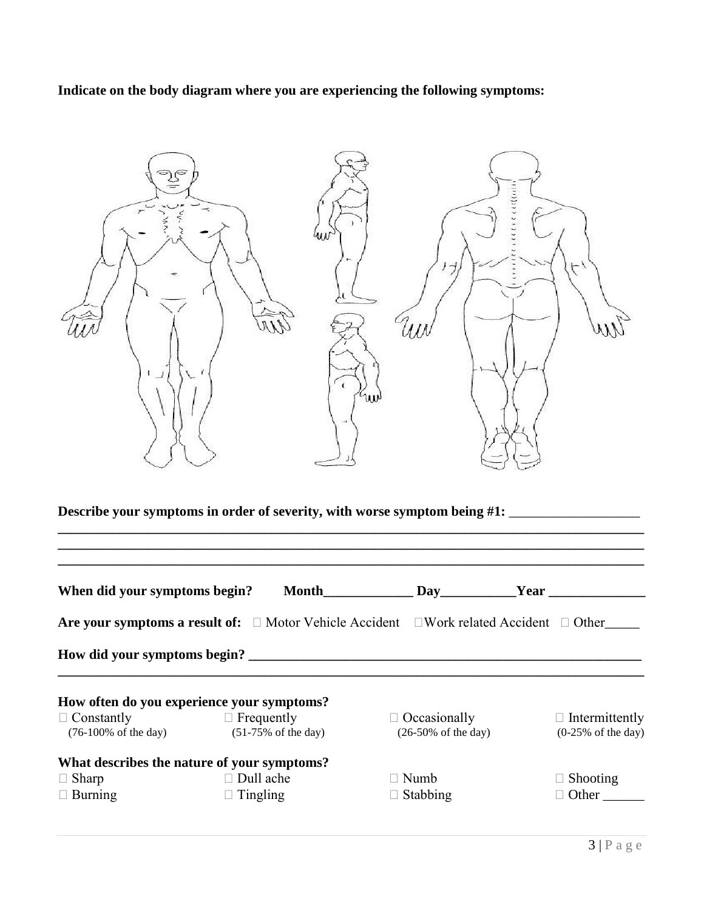**Indicate on the body diagram where you are experiencing the following symptoms:**

**Describe your symptoms in order of severity, with worse symptom being #1:** ___________________

_______________________________________________________________________________________

_______________________________________________________________________________________

_______________________________________________________________________________________

**When did your symptoms begin?** **Month**_____________ **Day**___________**Year** ______________

**Are your symptoms a result of:** ☐ Motor Vehicle Accident ☐Work related Accident ☐ Other_____

**How did your symptoms begin?** ___________________________________________________________

_______________________________________________________________________________________

**How often do you experience your symptoms?**

| | | | |
|---|---|---|---|
| ☐ Constantly (76-100% of the day) | ☐ Frequently (51-75% of the day) | ☐ Occasionally (26-50% of the day) | ☐ Intermittently (0-25% of the day) |

**What describes the nature of your symptoms?**

| | | | |
|---|---|---|---|
| ☐ Sharp | ☐ Dull ache | ☐ Numb | ☐ Shooting |
| ☐ Burning | ☐ Tingling | ☐ Stabbing | ☐ Other ______ |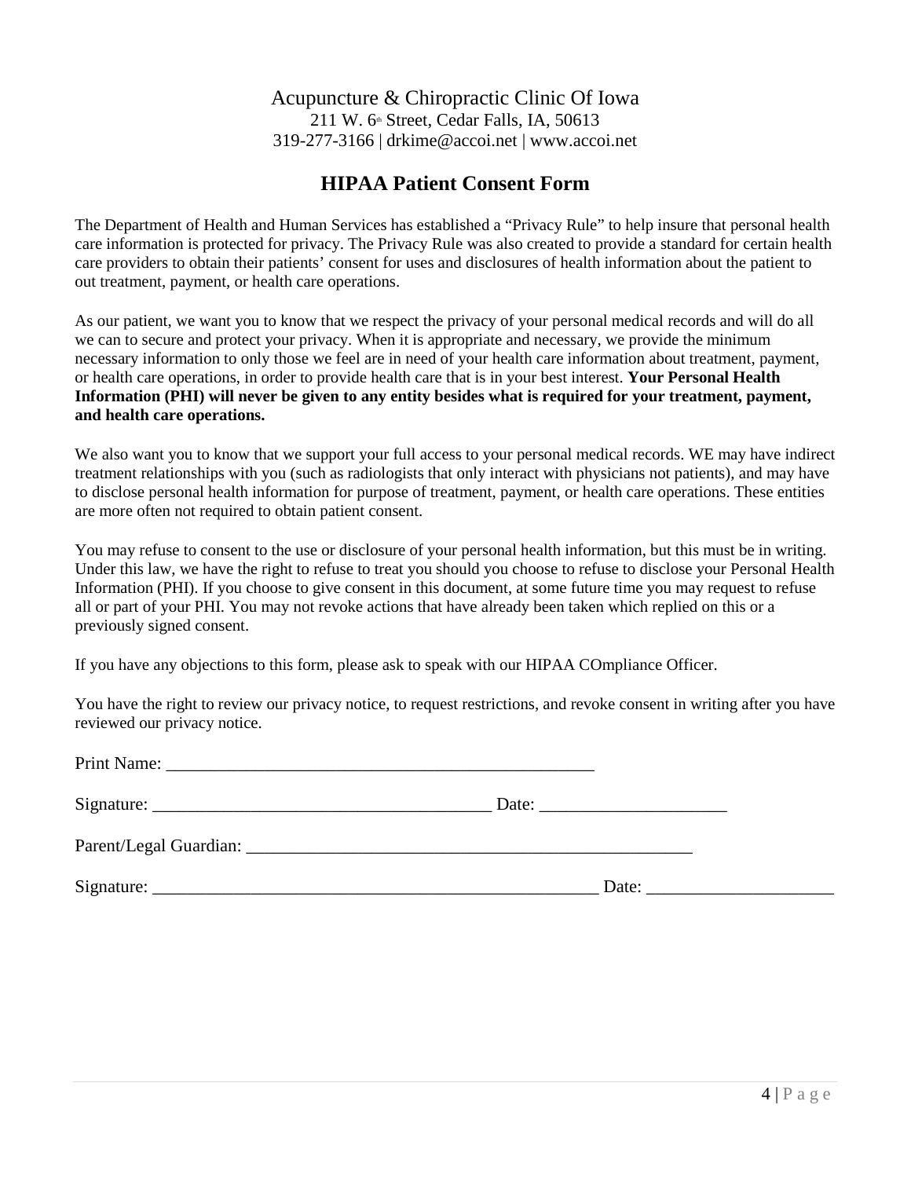Acupuncture & Chiropractic Clinic Of Iowa
211 W. 6th Street, Cedar Falls, IA, 50613
319-277-3166 | drkime@accoi.net | www.accoi.net

## HIPAA Patient Consent Form

The Department of Health and Human Services has established a "Privacy Rule" to help insure that personal health care information is protected for privacy. The Privacy Rule was also created to provide a standard for certain health care providers to obtain their patients' consent for uses and disclosures of health information about the patient to out treatment, payment, or health care operations.

As our patient, we want you to know that we respect the privacy of your personal medical records and will do all we can to secure and protect your privacy. When it is appropriate and necessary, we provide the minimum necessary information to only those we feel are in need of your health care information about treatment, payment, or health care operations, in order to provide health care that is in your best interest. **Your Personal Health Information (PHI) will never be given to any entity besides what is required for your treatment, payment, and health care operations.**

We also want you to know that we support your full access to your personal medical records. WE may have indirect treatment relationships with you (such as radiologists that only interact with physicians not patients), and may have to disclose personal health information for purpose of treatment, payment, or health care operations. These entities are more often not required to obtain patient consent.

You may refuse to consent to the use or disclosure of your personal health information, but this must be in writing. Under this law, we have the right to refuse to treat you should you choose to refuse to disclose your Personal Health Information (PHI). If you choose to give consent in this document, at some future time you may request to refuse all or part of your PHI. You may not revoke actions that have already been taken which replied on this or a previously signed consent.

If you have any objections to this form, please ask to speak with our HIPAA COmpliance Officer.

You have the right to review our privacy notice, to request restrictions, and revoke consent in writing after you have reviewed our privacy notice.

Print Name: ___________________________________________________

Signature: _______________________________________ Date: _____________________

Parent/Legal Guardian: ___________________________________________________

Signature: ___________________________________________________ Date: _____________________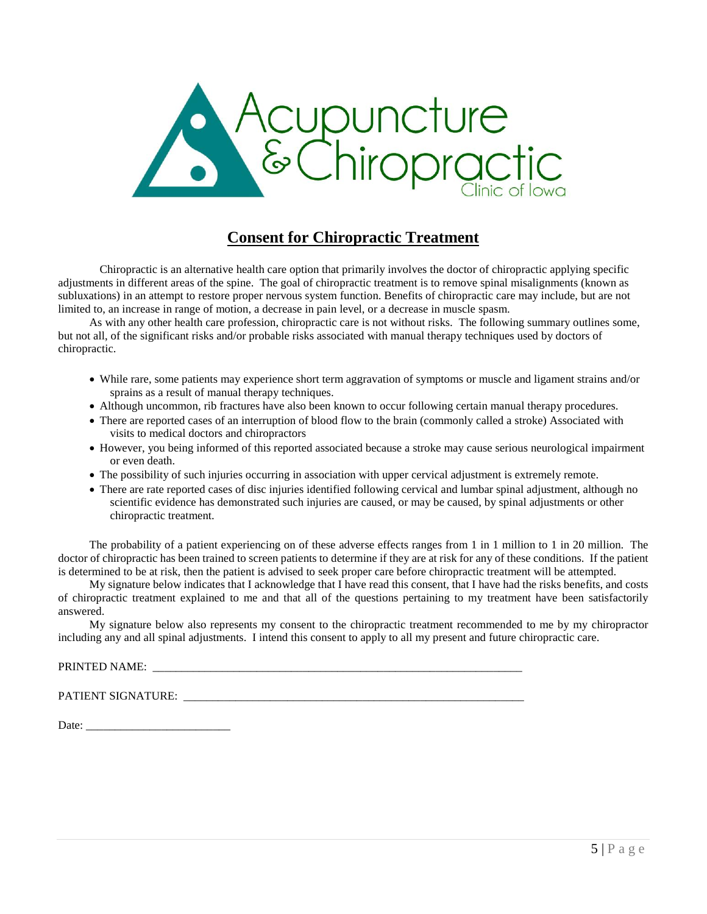Acupuncture & Chiropractic Clinic of Iowa

## Consent for Chiropractic Treatment

Chiropractic is an alternative health care option that primarily involves the doctor of chiropractic applying specific adjustments in different areas of the spine. The goal of chiropractic treatment is to remove spinal misalignments (known as subluxations) in an attempt to restore proper nervous system function. Benefits of chiropractic care may include, but are not limited to, an increase in range of motion, a decrease in pain level, or a decrease in muscle spasm.

As with any other health care profession, chiropractic care is not without risks. The following summary outlines some, but not all, of the significant risks and/or probable risks associated with manual therapy techniques used by doctors of chiropractic.

- While rare, some patients may experience short term aggravation of symptoms or muscle and ligament strains and/or sprains as a result of manual therapy techniques.
- Although uncommon, rib fractures have also been known to occur following certain manual therapy procedures.
- There are reported cases of an interruption of blood flow to the brain (commonly called a stroke) Associated with visits to medical doctors and chiropractors
- However, you being informed of this reported associated because a stroke may cause serious neurological impairment or even death.
- The possibility of such injuries occurring in association with upper cervical adjustment is extremely remote.
- There are rate reported cases of disc injuries identified following cervical and lumbar spinal adjustment, although no scientific evidence has demonstrated such injuries are caused, or may be caused, by spinal adjustments or other chiropractic treatment.

The probability of a patient experiencing on of these adverse effects ranges from 1 in 1 million to 1 in 20 million. The doctor of chiropractic has been trained to screen patients to determine if they are at risk for any of these conditions. If the patient is determined to be at risk, then the patient is advised to seek proper care before chiropractic treatment will be attempted.

My signature below indicates that I acknowledge that I have read this consent, that I have had the risks benefits, and costs of chiropractic treatment explained to me and that all of the questions pertaining to my treatment have been satisfactorily answered.

My signature below also represents my consent to the chiropractic treatment recommended to me by my chiropractor including any and all spinal adjustments. I intend this consent to apply to all my present and future chiropractic care.

PRINTED NAME: ________________________________________________________________

PATIENT SIGNATURE: ___________________________________________________________

Date: _________________________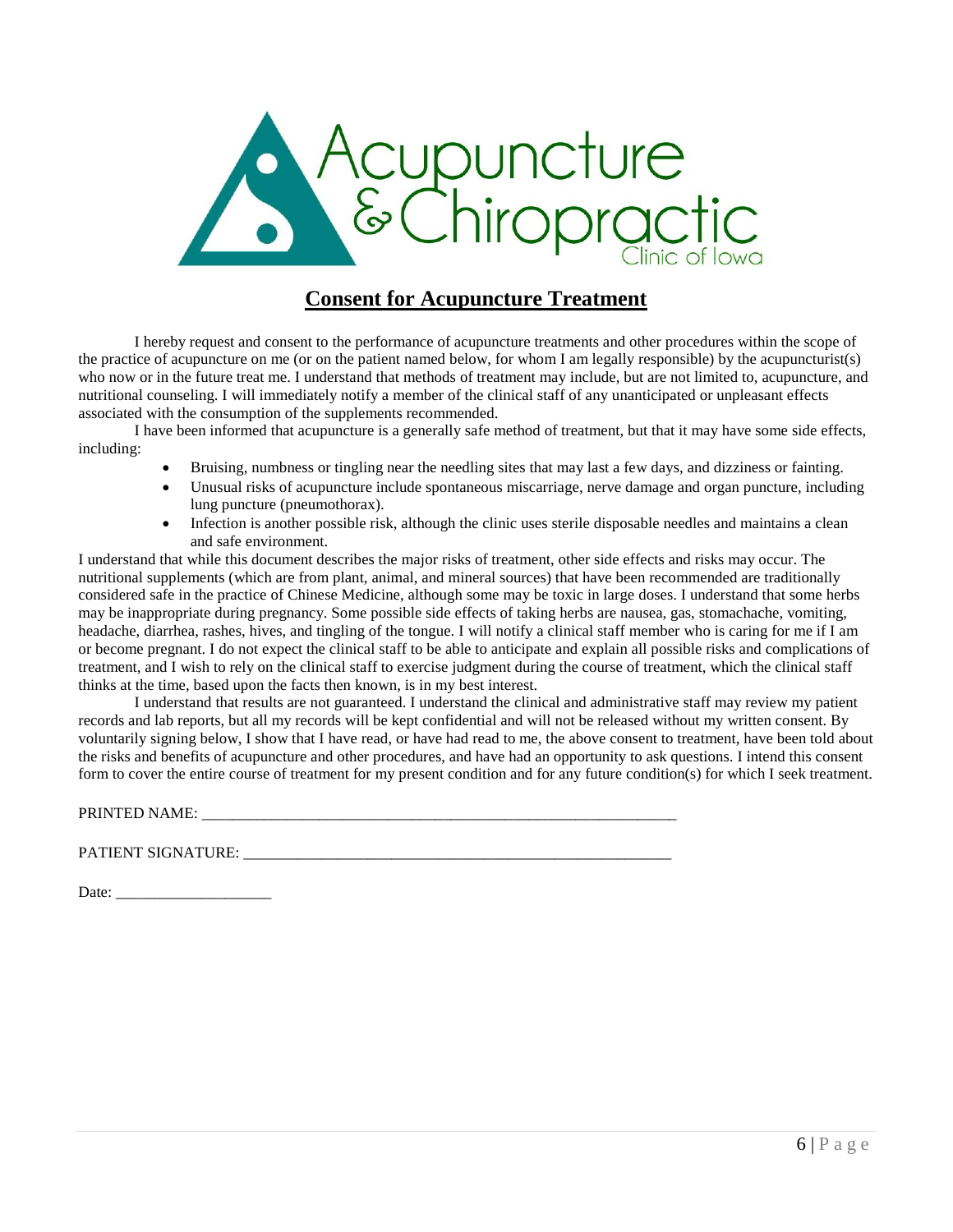Acupuncture & Chiropractic Clinic of Iowa

## Consent for Acupuncture Treatment

I hereby request and consent to the performance of acupuncture treatments and other procedures within the scope of the practice of acupuncture on me (or on the patient named below, for whom I am legally responsible) by the acupuncturist(s) who now or in the future treat me. I understand that methods of treatment may include, but are not limited to, acupuncture, and nutritional counseling. I will immediately notify a member of the clinical staff of any unanticipated or unpleasant effects associated with the consumption of the supplements recommended.

I have been informed that acupuncture is a generally safe method of treatment, but that it may have some side effects, including:

- Bruising, numbness or tingling near the needling sites that may last a few days, and dizziness or fainting.
- Unusual risks of acupuncture include spontaneous miscarriage, nerve damage and organ puncture, including lung puncture (pneumothorax).
- Infection is another possible risk, although the clinic uses sterile disposable needles and maintains a clean and safe environment.

I understand that while this document describes the major risks of treatment, other side effects and risks may occur. The nutritional supplements (which are from plant, animal, and mineral sources) that have been recommended are traditionally considered safe in the practice of Chinese Medicine, although some may be toxic in large doses. I understand that some herbs may be inappropriate during pregnancy. Some possible side effects of taking herbs are nausea, gas, stomachache, vomiting, headache, diarrhea, rashes, hives, and tingling of the tongue. I will notify a clinical staff member who is caring for me if I am or become pregnant. I do not expect the clinical staff to be able to anticipate and explain all possible risks and complications of treatment, and I wish to rely on the clinical staff to exercise judgment during the course of treatment, which the clinical staff thinks at the time, based upon the facts then known, is in my best interest.

I understand that results are not guaranteed. I understand the clinical and administrative staff may review my patient records and lab reports, but all my records will be kept confidential and will not be released without my written consent. By voluntarily signing below, I show that I have read, or have had read to me, the above consent to treatment, have been told about the risks and benefits of acupuncture and other procedures, and have had an opportunity to ask questions. I intend this consent form to cover the entire course of treatment for my present condition and for any future condition(s) for which I seek treatment.

PRINTED NAME: ___________________________________________________________

PATIENT SIGNATURE: ______________________________________________________

Date: ____________________